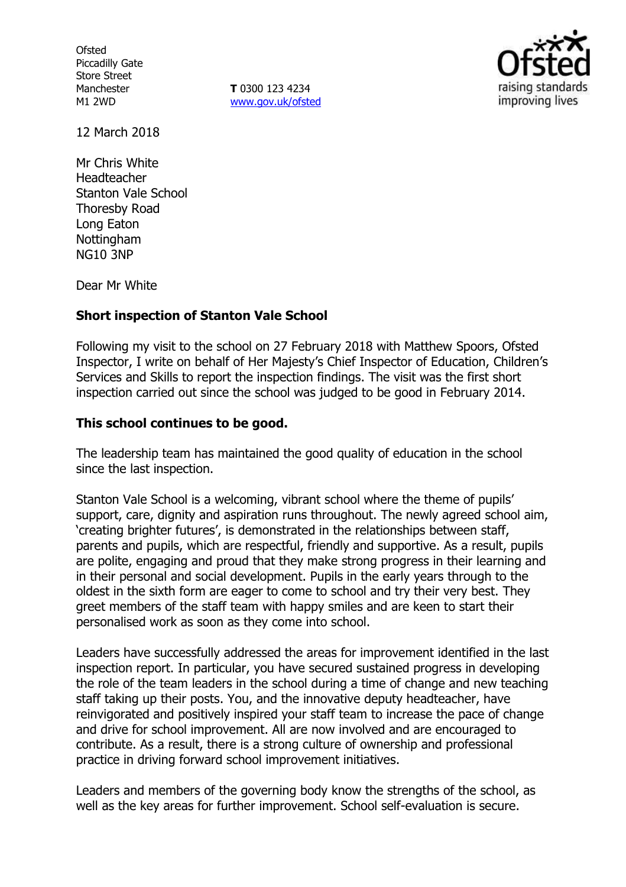Ofsted
Piccadilly Gate
Store Street
Manchester
M1 2WD

**T** 0300 123 4234
www.gov.uk/ofsted

12 March 2018

Mr Chris White
Headteacher
Stanton Vale School
Thoresby Road
Long Eaton
Nottingham
NG10 3NP

Dear Mr White

**Short inspection of Stanton Vale School**

Following my visit to the school on 27 February 2018 with Matthew Spoors, Ofsted Inspector, I write on behalf of Her Majesty's Chief Inspector of Education, Children's Services and Skills to report the inspection findings. The visit was the first short inspection carried out since the school was judged to be good in February 2014.

**This school continues to be good.**

The leadership team has maintained the good quality of education in the school since the last inspection.

Stanton Vale School is a welcoming, vibrant school where the theme of pupils' support, care, dignity and aspiration runs throughout. The newly agreed school aim, 'creating brighter futures', is demonstrated in the relationships between staff, parents and pupils, which are respectful, friendly and supportive. As a result, pupils are polite, engaging and proud that they make strong progress in their learning and in their personal and social development. Pupils in the early years through to the oldest in the sixth form are eager to come to school and try their very best. They greet members of the staff team with happy smiles and are keen to start their personalised work as soon as they come into school.

Leaders have successfully addressed the areas for improvement identified in the last inspection report. In particular, you have secured sustained progress in developing the role of the team leaders in the school during a time of change and new teaching staff taking up their posts. You, and the innovative deputy headteacher, have reinvigorated and positively inspired your staff team to increase the pace of change and drive for school improvement. All are now involved and are encouraged to contribute. As a result, there is a strong culture of ownership and professional practice in driving forward school improvement initiatives.

Leaders and members of the governing body know the strengths of the school, as well as the key areas for further improvement. School self-evaluation is secure.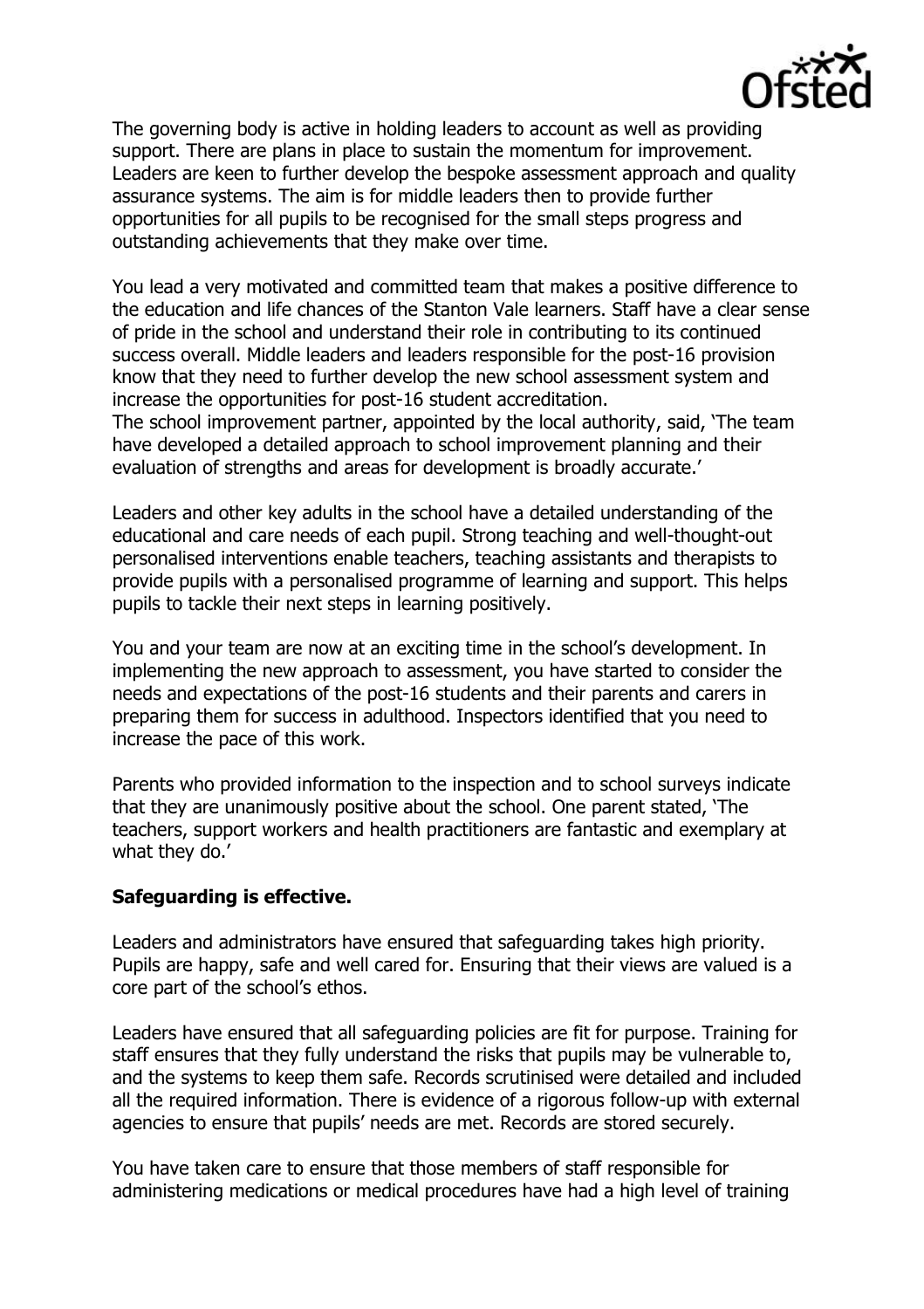The governing body is active in holding leaders to account as well as providing support. There are plans in place to sustain the momentum for improvement. Leaders are keen to further develop the bespoke assessment approach and quality assurance systems. The aim is for middle leaders then to provide further opportunities for all pupils to be recognised for the small steps progress and outstanding achievements that they make over time.

You lead a very motivated and committed team that makes a positive difference to the education and life chances of the Stanton Vale learners. Staff have a clear sense of pride in the school and understand their role in contributing to its continued success overall. Middle leaders and leaders responsible for the post-16 provision know that they need to further develop the new school assessment system and increase the opportunities for post-16 student accreditation.
The school improvement partner, appointed by the local authority, said, 'The team have developed a detailed approach to school improvement planning and their evaluation of strengths and areas for development is broadly accurate.'

Leaders and other key adults in the school have a detailed understanding of the educational and care needs of each pupil. Strong teaching and well-thought-out personalised interventions enable teachers, teaching assistants and therapists to provide pupils with a personalised programme of learning and support. This helps pupils to tackle their next steps in learning positively.

You and your team are now at an exciting time in the school's development. In implementing the new approach to assessment, you have started to consider the needs and expectations of the post-16 students and their parents and carers in preparing them for success in adulthood. Inspectors identified that you need to increase the pace of this work.

Parents who provided information to the inspection and to school surveys indicate that they are unanimously positive about the school. One parent stated, 'The teachers, support workers and health practitioners are fantastic and exemplary at what they do.'

**Safeguarding is effective.**

Leaders and administrators have ensured that safeguarding takes high priority. Pupils are happy, safe and well cared for. Ensuring that their views are valued is a core part of the school's ethos.

Leaders have ensured that all safeguarding policies are fit for purpose. Training for staff ensures that they fully understand the risks that pupils may be vulnerable to, and the systems to keep them safe. Records scrutinised were detailed and included all the required information. There is evidence of a rigorous follow-up with external agencies to ensure that pupils' needs are met. Records are stored securely.

You have taken care to ensure that those members of staff responsible for administering medications or medical procedures have had a high level of training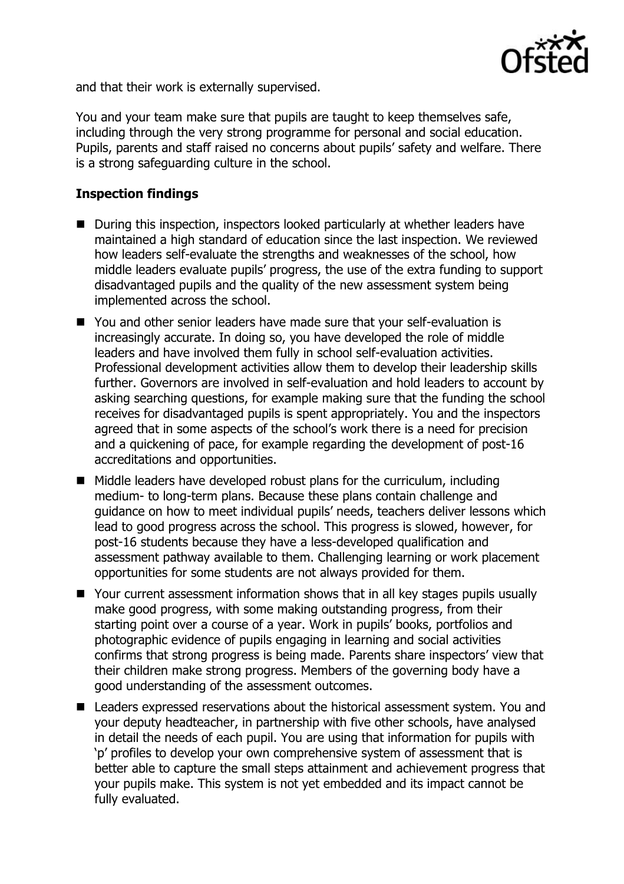and that their work is externally supervised.

You and your team make sure that pupils are taught to keep themselves safe, including through the very strong programme for personal and social education. Pupils, parents and staff raised no concerns about pupils' safety and welfare. There is a strong safeguarding culture in the school.

### Inspection findings

- During this inspection, inspectors looked particularly at whether leaders have maintained a high standard of education since the last inspection. We reviewed how leaders self-evaluate the strengths and weaknesses of the school, how middle leaders evaluate pupils' progress, the use of the extra funding to support disadvantaged pupils and the quality of the new assessment system being implemented across the school.
- You and other senior leaders have made sure that your self-evaluation is increasingly accurate. In doing so, you have developed the role of middle leaders and have involved them fully in school self-evaluation activities. Professional development activities allow them to develop their leadership skills further. Governors are involved in self-evaluation and hold leaders to account by asking searching questions, for example making sure that the funding the school receives for disadvantaged pupils is spent appropriately. You and the inspectors agreed that in some aspects of the school's work there is a need for precision and a quickening of pace, for example regarding the development of post-16 accreditations and opportunities.
- Middle leaders have developed robust plans for the curriculum, including medium- to long-term plans. Because these plans contain challenge and guidance on how to meet individual pupils' needs, teachers deliver lessons which lead to good progress across the school. This progress is slowed, however, for post-16 students because they have a less-developed qualification and assessment pathway available to them. Challenging learning or work placement opportunities for some students are not always provided for them.
- Your current assessment information shows that in all key stages pupils usually make good progress, with some making outstanding progress, from their starting point over a course of a year. Work in pupils' books, portfolios and photographic evidence of pupils engaging in learning and social activities confirms that strong progress is being made. Parents share inspectors' view that their children make strong progress. Members of the governing body have a good understanding of the assessment outcomes.
- Leaders expressed reservations about the historical assessment system. You and your deputy headteacher, in partnership with five other schools, have analysed in detail the needs of each pupil. You are using that information for pupils with 'p' profiles to develop your own comprehensive system of assessment that is better able to capture the small steps attainment and achievement progress that your pupils make. This system is not yet embedded and its impact cannot be fully evaluated.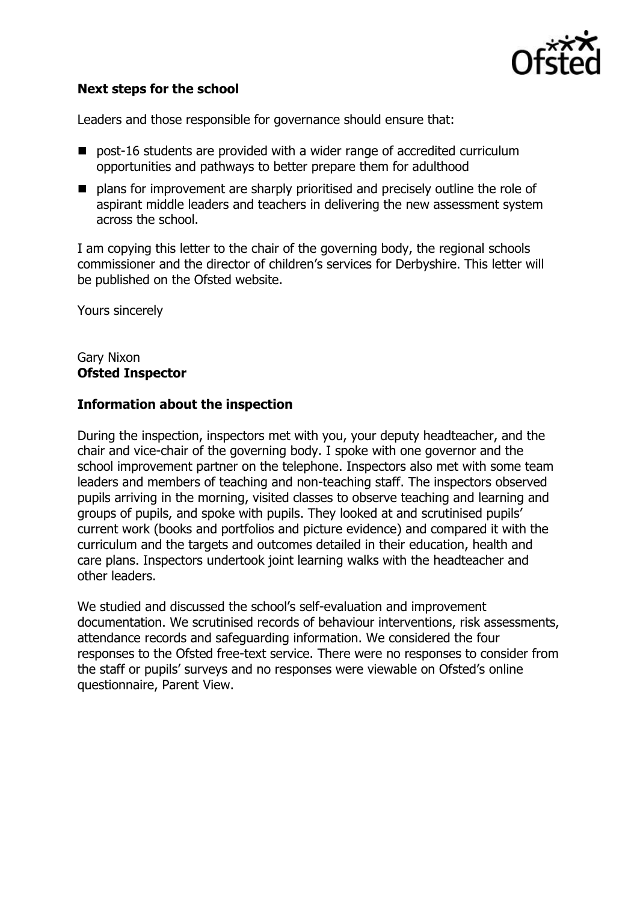**Next steps for the school**

Leaders and those responsible for governance should ensure that:

- post-16 students are provided with a wider range of accredited curriculum opportunities and pathways to better prepare them for adulthood
- plans for improvement are sharply prioritised and precisely outline the role of aspirant middle leaders and teachers in delivering the new assessment system across the school.

I am copying this letter to the chair of the governing body, the regional schools commissioner and the director of children's services for Derbyshire. This letter will be published on the Ofsted website.

Yours sincerely

Gary Nixon
**Ofsted Inspector**

**Information about the inspection**

During the inspection, inspectors met with you, your deputy headteacher, and the chair and vice-chair of the governing body. I spoke with one governor and the school improvement partner on the telephone. Inspectors also met with some team leaders and members of teaching and non-teaching staff. The inspectors observed pupils arriving in the morning, visited classes to observe teaching and learning and groups of pupils, and spoke with pupils. They looked at and scrutinised pupils' current work (books and portfolios and picture evidence) and compared it with the curriculum and the targets and outcomes detailed in their education, health and care plans. Inspectors undertook joint learning walks with the headteacher and other leaders.

We studied and discussed the school's self-evaluation and improvement documentation. We scrutinised records of behaviour interventions, risk assessments, attendance records and safeguarding information. We considered the four responses to the Ofsted free-text service. There were no responses to consider from the staff or pupils' surveys and no responses were viewable on Ofsted's online questionnaire, Parent View.